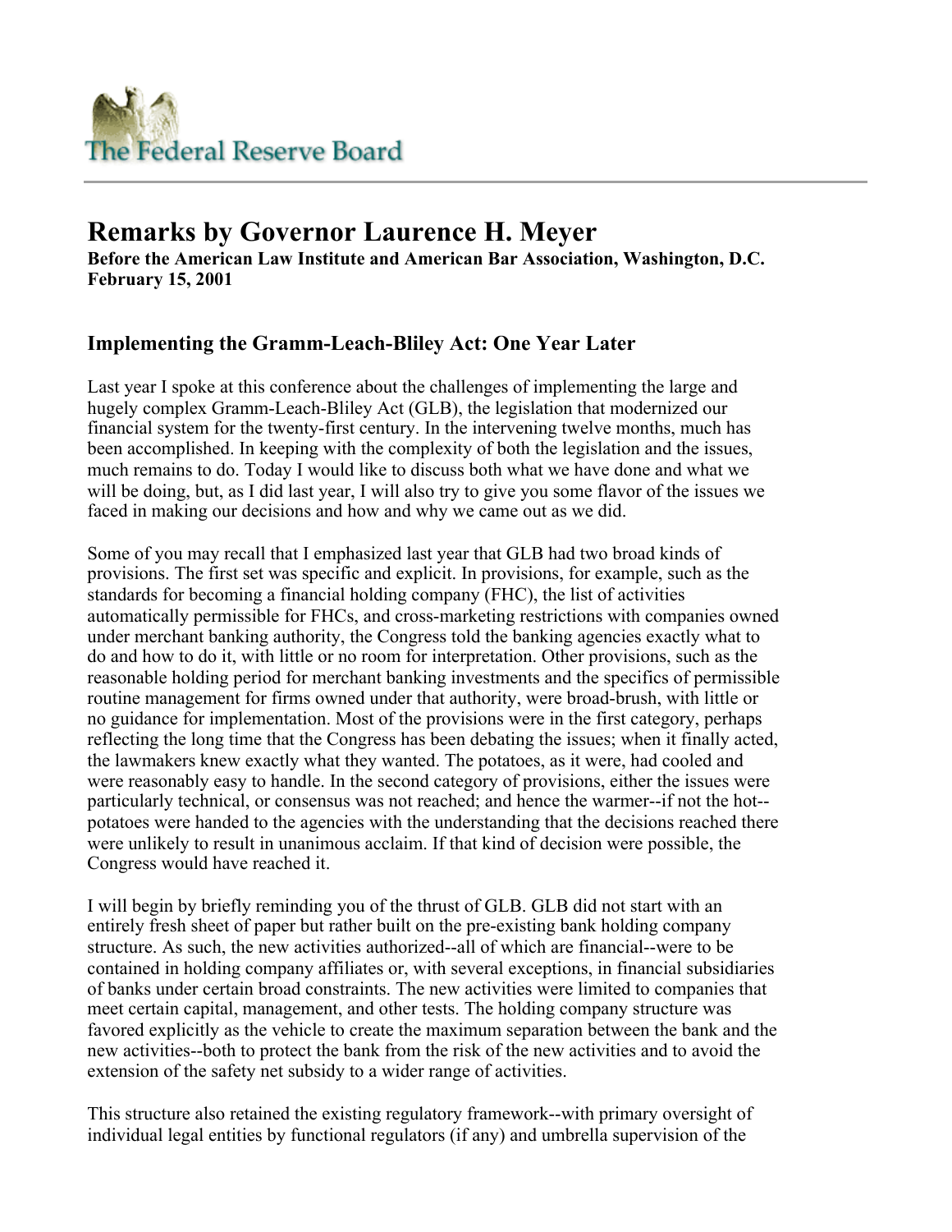# The Federal Reserve Board

## Remarks by Governor Laurence H. Meyer

**Before the American Law Institute and American Bar Association, Washington, D.C.**
**February 15, 2001**

### Implementing the Gramm-Leach-Bliley Act: One Year Later

Last year I spoke at this conference about the challenges of implementing the large and hugely complex Gramm-Leach-Bliley Act (GLB), the legislation that modernized our financial system for the twenty-first century. In the intervening twelve months, much has been accomplished. In keeping with the complexity of both the legislation and the issues, much remains to do. Today I would like to discuss both what we have done and what we will be doing, but, as I did last year, I will also try to give you some flavor of the issues we faced in making our decisions and how and why we came out as we did.

Some of you may recall that I emphasized last year that GLB had two broad kinds of provisions. The first set was specific and explicit. In provisions, for example, such as the standards for becoming a financial holding company (FHC), the list of activities automatically permissible for FHCs, and cross-marketing restrictions with companies owned under merchant banking authority, the Congress told the banking agencies exactly what to do and how to do it, with little or no room for interpretation. Other provisions, such as the reasonable holding period for merchant banking investments and the specifics of permissible routine management for firms owned under that authority, were broad-brush, with little or no guidance for implementation. Most of the provisions were in the first category, perhaps reflecting the long time that the Congress has been debating the issues; when it finally acted, the lawmakers knew exactly what they wanted. The potatoes, as it were, had cooled and were reasonably easy to handle. In the second category of provisions, either the issues were particularly technical, or consensus was not reached; and hence the warmer--if not the hot--potatoes were handed to the agencies with the understanding that the decisions reached there were unlikely to result in unanimous acclaim. If that kind of decision were possible, the Congress would have reached it.

I will begin by briefly reminding you of the thrust of GLB. GLB did not start with an entirely fresh sheet of paper but rather built on the pre-existing bank holding company structure. As such, the new activities authorized--all of which are financial--were to be contained in holding company affiliates or, with several exceptions, in financial subsidiaries of banks under certain broad constraints. The new activities were limited to companies that meet certain capital, management, and other tests. The holding company structure was favored explicitly as the vehicle to create the maximum separation between the bank and the new activities--both to protect the bank from the risk of the new activities and to avoid the extension of the safety net subsidy to a wider range of activities.

This structure also retained the existing regulatory framework--with primary oversight of individual legal entities by functional regulators (if any) and umbrella supervision of the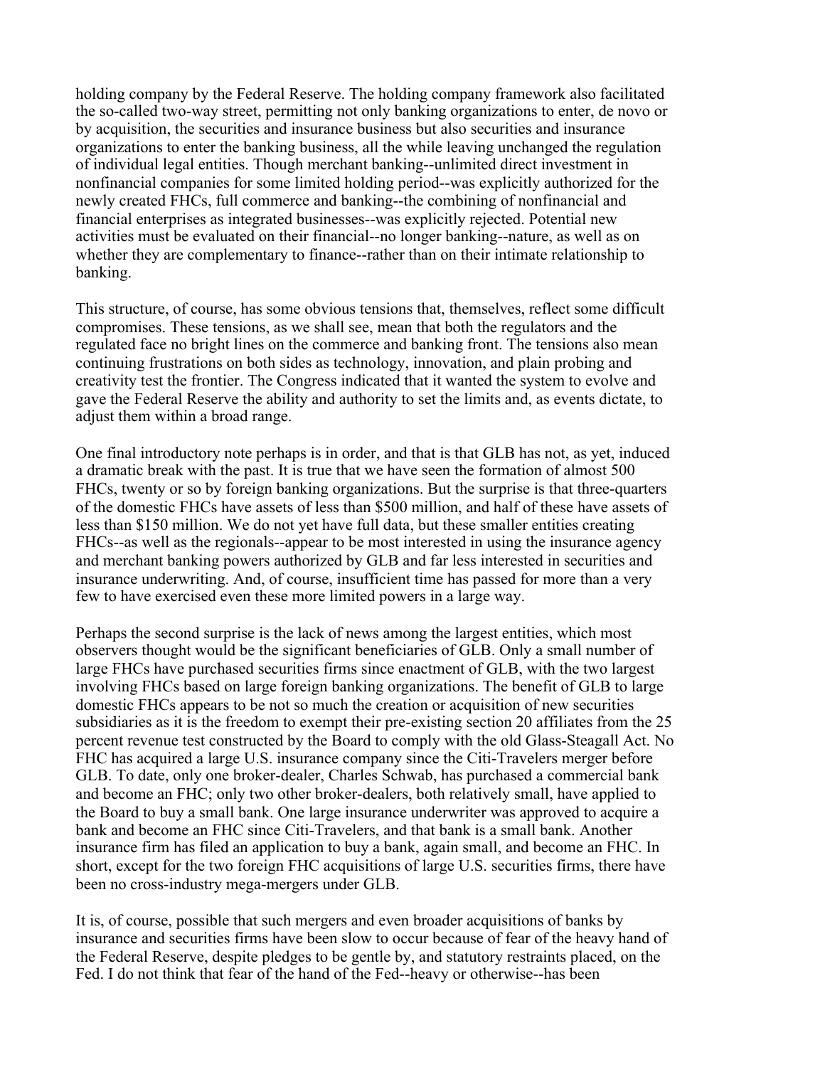holding company by the Federal Reserve. The holding company framework also facilitated the so-called two-way street, permitting not only banking organizations to enter, de novo or by acquisition, the securities and insurance business but also securities and insurance organizations to enter the banking business, all the while leaving unchanged the regulation of individual legal entities. Though merchant banking--unlimited direct investment in nonfinancial companies for some limited holding period--was explicitly authorized for the newly created FHCs, full commerce and banking--the combining of nonfinancial and financial enterprises as integrated businesses--was explicitly rejected. Potential new activities must be evaluated on their financial--no longer banking--nature, as well as on whether they are complementary to finance--rather than on their intimate relationship to banking.

This structure, of course, has some obvious tensions that, themselves, reflect some difficult compromises. These tensions, as we shall see, mean that both the regulators and the regulated face no bright lines on the commerce and banking front. The tensions also mean continuing frustrations on both sides as technology, innovation, and plain probing and creativity test the frontier. The Congress indicated that it wanted the system to evolve and gave the Federal Reserve the ability and authority to set the limits and, as events dictate, to adjust them within a broad range.

One final introductory note perhaps is in order, and that is that GLB has not, as yet, induced a dramatic break with the past. It is true that we have seen the formation of almost 500 FHCs, twenty or so by foreign banking organizations. But the surprise is that three-quarters of the domestic FHCs have assets of less than $500 million, and half of these have assets of less than $150 million. We do not yet have full data, but these smaller entities creating FHCs--as well as the regionals--appear to be most interested in using the insurance agency and merchant banking powers authorized by GLB and far less interested in securities and insurance underwriting. And, of course, insufficient time has passed for more than a very few to have exercised even these more limited powers in a large way.

Perhaps the second surprise is the lack of news among the largest entities, which most observers thought would be the significant beneficiaries of GLB. Only a small number of large FHCs have purchased securities firms since enactment of GLB, with the two largest involving FHCs based on large foreign banking organizations. The benefit of GLB to large domestic FHCs appears to be not so much the creation or acquisition of new securities subsidiaries as it is the freedom to exempt their pre-existing section 20 affiliates from the 25 percent revenue test constructed by the Board to comply with the old Glass-Steagall Act. No FHC has acquired a large U.S. insurance company since the Citi-Travelers merger before GLB. To date, only one broker-dealer, Charles Schwab, has purchased a commercial bank and become an FHC; only two other broker-dealers, both relatively small, have applied to the Board to buy a small bank. One large insurance underwriter was approved to acquire a bank and become an FHC since Citi-Travelers, and that bank is a small bank. Another insurance firm has filed an application to buy a bank, again small, and become an FHC. In short, except for the two foreign FHC acquisitions of large U.S. securities firms, there have been no cross-industry mega-mergers under GLB.

It is, of course, possible that such mergers and even broader acquisitions of banks by insurance and securities firms have been slow to occur because of fear of the heavy hand of the Federal Reserve, despite pledges to be gentle by, and statutory restraints placed, on the Fed. I do not think that fear of the hand of the Fed--heavy or otherwise--has been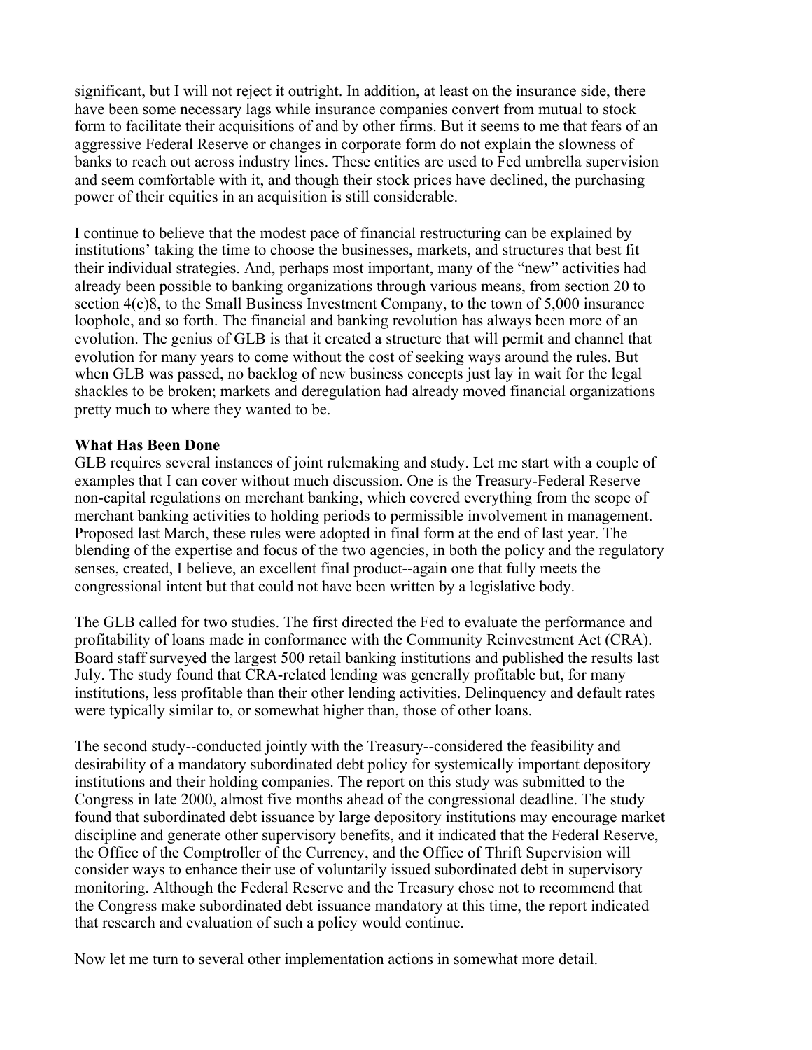significant, but I will not reject it outright. In addition, at least on the insurance side, there have been some necessary lags while insurance companies convert from mutual to stock form to facilitate their acquisitions of and by other firms. But it seems to me that fears of an aggressive Federal Reserve or changes in corporate form do not explain the slowness of banks to reach out across industry lines. These entities are used to Fed umbrella supervision and seem comfortable with it, and though their stock prices have declined, the purchasing power of their equities in an acquisition is still considerable.

I continue to believe that the modest pace of financial restructuring can be explained by institutions' taking the time to choose the businesses, markets, and structures that best fit their individual strategies. And, perhaps most important, many of the "new" activities had already been possible to banking organizations through various means, from section 20 to section 4(c)8, to the Small Business Investment Company, to the town of 5,000 insurance loophole, and so forth. The financial and banking revolution has always been more of an evolution. The genius of GLB is that it created a structure that will permit and channel that evolution for many years to come without the cost of seeking ways around the rules. But when GLB was passed, no backlog of new business concepts just lay in wait for the legal shackles to be broken; markets and deregulation had already moved financial organizations pretty much to where they wanted to be.

**What Has Been Done**

GLB requires several instances of joint rulemaking and study. Let me start with a couple of examples that I can cover without much discussion. One is the Treasury-Federal Reserve non-capital regulations on merchant banking, which covered everything from the scope of merchant banking activities to holding periods to permissible involvement in management. Proposed last March, these rules were adopted in final form at the end of last year. The blending of the expertise and focus of the two agencies, in both the policy and the regulatory senses, created, I believe, an excellent final product--again one that fully meets the congressional intent but that could not have been written by a legislative body.

The GLB called for two studies. The first directed the Fed to evaluate the performance and profitability of loans made in conformance with the Community Reinvestment Act (CRA). Board staff surveyed the largest 500 retail banking institutions and published the results last July. The study found that CRA-related lending was generally profitable but, for many institutions, less profitable than their other lending activities. Delinquency and default rates were typically similar to, or somewhat higher than, those of other loans.

The second study--conducted jointly with the Treasury--considered the feasibility and desirability of a mandatory subordinated debt policy for systemically important depository institutions and their holding companies. The report on this study was submitted to the Congress in late 2000, almost five months ahead of the congressional deadline. The study found that subordinated debt issuance by large depository institutions may encourage market discipline and generate other supervisory benefits, and it indicated that the Federal Reserve, the Office of the Comptroller of the Currency, and the Office of Thrift Supervision will consider ways to enhance their use of voluntarily issued subordinated debt in supervisory monitoring. Although the Federal Reserve and the Treasury chose not to recommend that the Congress make subordinated debt issuance mandatory at this time, the report indicated that research and evaluation of such a policy would continue.

Now let me turn to several other implementation actions in somewhat more detail.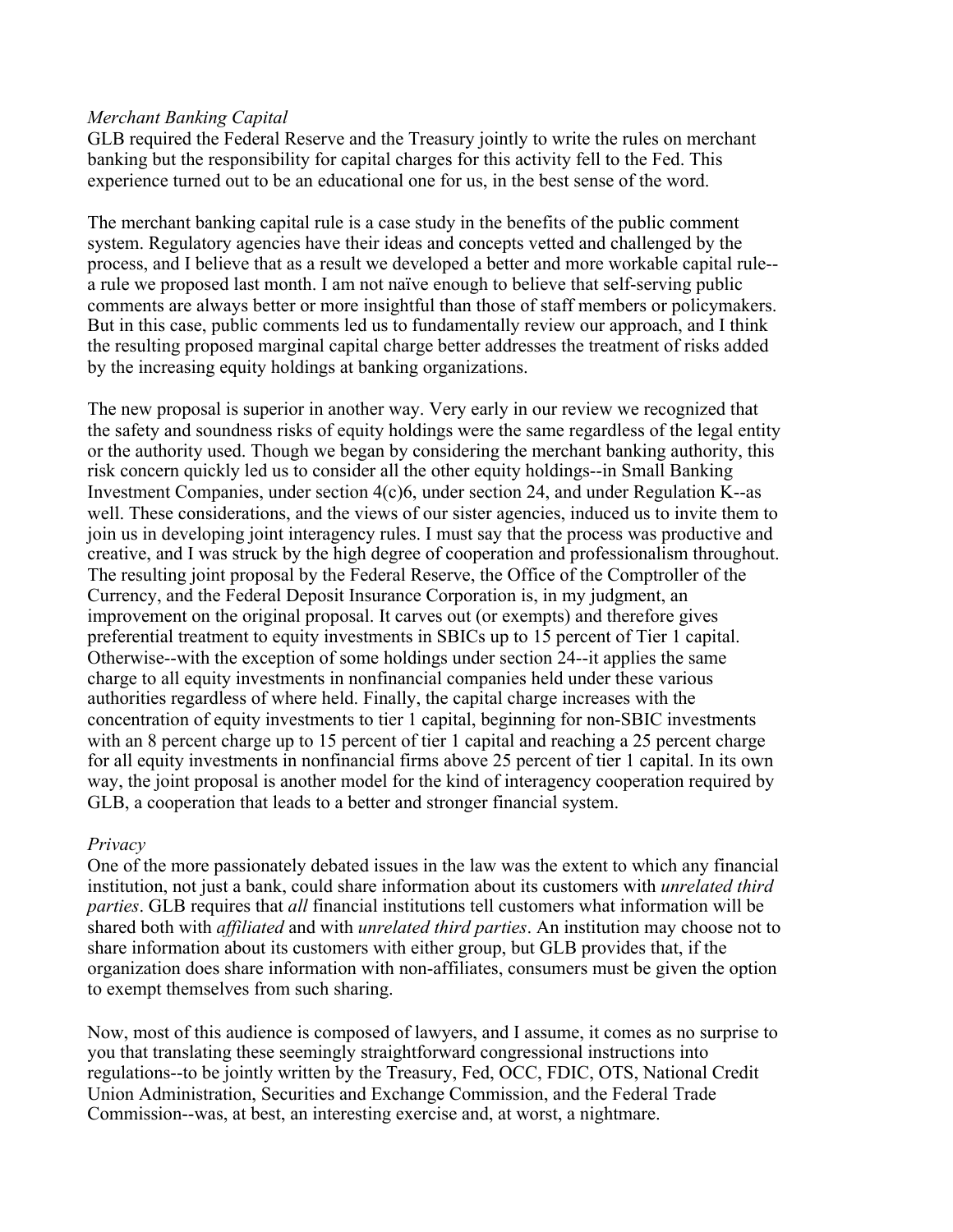*Merchant Banking Capital*

GLB required the Federal Reserve and the Treasury jointly to write the rules on merchant banking but the responsibility for capital charges for this activity fell to the Fed. This experience turned out to be an educational one for us, in the best sense of the word.

The merchant banking capital rule is a case study in the benefits of the public comment system. Regulatory agencies have their ideas and concepts vetted and challenged by the process, and I believe that as a result we developed a better and more workable capital rule--a rule we proposed last month. I am not naïve enough to believe that self-serving public comments are always better or more insightful than those of staff members or policymakers. But in this case, public comments led us to fundamentally review our approach, and I think the resulting proposed marginal capital charge better addresses the treatment of risks added by the increasing equity holdings at banking organizations.

The new proposal is superior in another way. Very early in our review we recognized that the safety and soundness risks of equity holdings were the same regardless of the legal entity or the authority used. Though we began by considering the merchant banking authority, this risk concern quickly led us to consider all the other equity holdings--in Small Banking Investment Companies, under section 4(c)6, under section 24, and under Regulation K--as well. These considerations, and the views of our sister agencies, induced us to invite them to join us in developing joint interagency rules. I must say that the process was productive and creative, and I was struck by the high degree of cooperation and professionalism throughout. The resulting joint proposal by the Federal Reserve, the Office of the Comptroller of the Currency, and the Federal Deposit Insurance Corporation is, in my judgment, an improvement on the original proposal. It carves out (or exempts) and therefore gives preferential treatment to equity investments in SBICs up to 15 percent of Tier 1 capital. Otherwise--with the exception of some holdings under section 24--it applies the same charge to all equity investments in nonfinancial companies held under these various authorities regardless of where held. Finally, the capital charge increases with the concentration of equity investments to tier 1 capital, beginning for non-SBIC investments with an 8 percent charge up to 15 percent of tier 1 capital and reaching a 25 percent charge for all equity investments in nonfinancial firms above 25 percent of tier 1 capital. In its own way, the joint proposal is another model for the kind of interagency cooperation required by GLB, a cooperation that leads to a better and stronger financial system.

*Privacy*

One of the more passionately debated issues in the law was the extent to which any financial institution, not just a bank, could share information about its customers with *unrelated third parties*. GLB requires that *all* financial institutions tell customers what information will be shared both with *affiliated* and with *unrelated third parties*. An institution may choose not to share information about its customers with either group, but GLB provides that, if the organization does share information with non-affiliates, consumers must be given the option to exempt themselves from such sharing.

Now, most of this audience is composed of lawyers, and I assume, it comes as no surprise to you that translating these seemingly straightforward congressional instructions into regulations--to be jointly written by the Treasury, Fed, OCC, FDIC, OTS, National Credit Union Administration, Securities and Exchange Commission, and the Federal Trade Commission--was, at best, an interesting exercise and, at worst, a nightmare.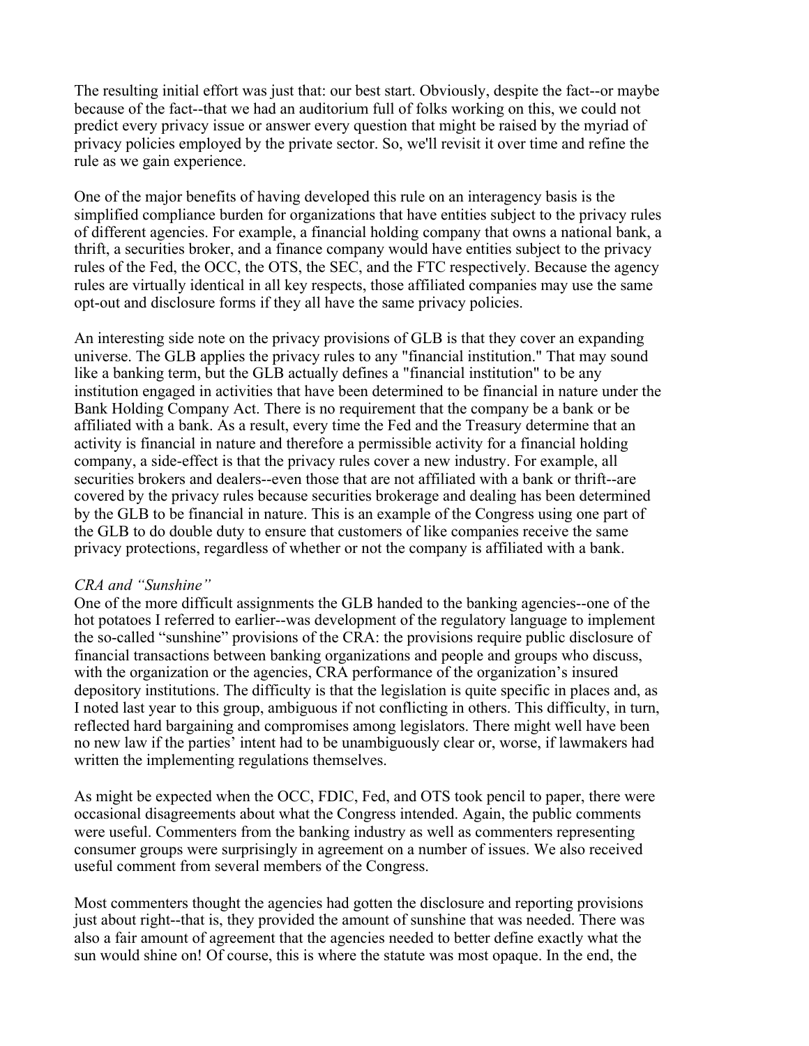The resulting initial effort was just that: our best start. Obviously, despite the fact--or maybe because of the fact--that we had an auditorium full of folks working on this, we could not predict every privacy issue or answer every question that might be raised by the myriad of privacy policies employed by the private sector. So, we'll revisit it over time and refine the rule as we gain experience.

One of the major benefits of having developed this rule on an interagency basis is the simplified compliance burden for organizations that have entities subject to the privacy rules of different agencies. For example, a financial holding company that owns a national bank, a thrift, a securities broker, and a finance company would have entities subject to the privacy rules of the Fed, the OCC, the OTS, the SEC, and the FTC respectively. Because the agency rules are virtually identical in all key respects, those affiliated companies may use the same opt-out and disclosure forms if they all have the same privacy policies.

An interesting side note on the privacy provisions of GLB is that they cover an expanding universe. The GLB applies the privacy rules to any "financial institution." That may sound like a banking term, but the GLB actually defines a "financial institution" to be any institution engaged in activities that have been determined to be financial in nature under the Bank Holding Company Act. There is no requirement that the company be a bank or be affiliated with a bank. As a result, every time the Fed and the Treasury determine that an activity is financial in nature and therefore a permissible activity for a financial holding company, a side-effect is that the privacy rules cover a new industry. For example, all securities brokers and dealers--even those that are not affiliated with a bank or thrift--are covered by the privacy rules because securities brokerage and dealing has been determined by the GLB to be financial in nature. This is an example of the Congress using one part of the GLB to do double duty to ensure that customers of like companies receive the same privacy protections, regardless of whether or not the company is affiliated with a bank.

*CRA and "Sunshine"*

One of the more difficult assignments the GLB handed to the banking agencies--one of the hot potatoes I referred to earlier--was development of the regulatory language to implement the so-called "sunshine" provisions of the CRA: the provisions require public disclosure of financial transactions between banking organizations and people and groups who discuss, with the organization or the agencies, CRA performance of the organization's insured depository institutions. The difficulty is that the legislation is quite specific in places and, as I noted last year to this group, ambiguous if not conflicting in others. This difficulty, in turn, reflected hard bargaining and compromises among legislators. There might well have been no new law if the parties' intent had to be unambiguously clear or, worse, if lawmakers had written the implementing regulations themselves.

As might be expected when the OCC, FDIC, Fed, and OTS took pencil to paper, there were occasional disagreements about what the Congress intended. Again, the public comments were useful. Commenters from the banking industry as well as commenters representing consumer groups were surprisingly in agreement on a number of issues. We also received useful comment from several members of the Congress.

Most commenters thought the agencies had gotten the disclosure and reporting provisions just about right--that is, they provided the amount of sunshine that was needed. There was also a fair amount of agreement that the agencies needed to better define exactly what the sun would shine on! Of course, this is where the statute was most opaque. In the end, the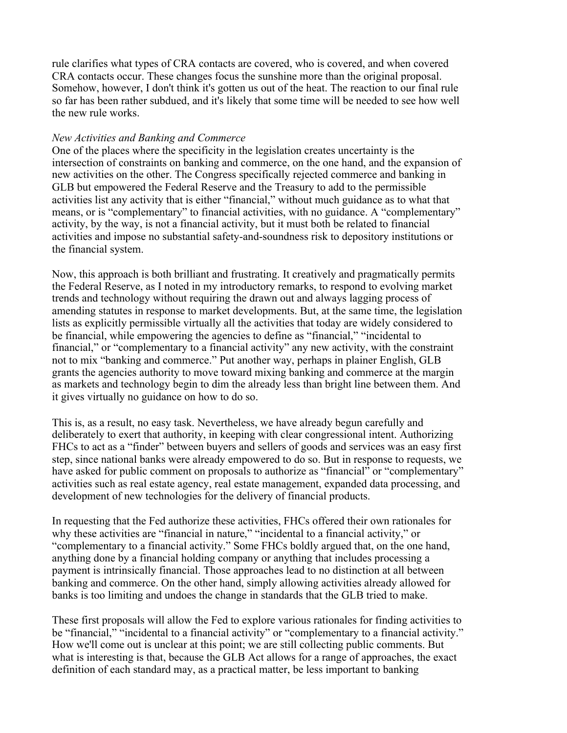rule clarifies what types of CRA contacts are covered, who is covered, and when covered CRA contacts occur. These changes focus the sunshine more than the original proposal. Somehow, however, I don't think it's gotten us out of the heat. The reaction to our final rule so far has been rather subdued, and it's likely that some time will be needed to see how well the new rule works.

*New Activities and Banking and Commerce*

One of the places where the specificity in the legislation creates uncertainty is the intersection of constraints on banking and commerce, on the one hand, and the expansion of new activities on the other. The Congress specifically rejected commerce and banking in GLB but empowered the Federal Reserve and the Treasury to add to the permissible activities list any activity that is either "financial," without much guidance as to what that means, or is "complementary" to financial activities, with no guidance. A "complementary" activity, by the way, is not a financial activity, but it must both be related to financial activities and impose no substantial safety-and-soundness risk to depository institutions or the financial system.

Now, this approach is both brilliant and frustrating. It creatively and pragmatically permits the Federal Reserve, as I noted in my introductory remarks, to respond to evolving market trends and technology without requiring the drawn out and always lagging process of amending statutes in response to market developments. But, at the same time, the legislation lists as explicitly permissible virtually all the activities that today are widely considered to be financial, while empowering the agencies to define as "financial," "incidental to financial," or "complementary to a financial activity" any new activity, with the constraint not to mix "banking and commerce." Put another way, perhaps in plainer English, GLB grants the agencies authority to move toward mixing banking and commerce at the margin as markets and technology begin to dim the already less than bright line between them. And it gives virtually no guidance on how to do so.

This is, as a result, no easy task. Nevertheless, we have already begun carefully and deliberately to exert that authority, in keeping with clear congressional intent. Authorizing FHCs to act as a "finder" between buyers and sellers of goods and services was an easy first step, since national banks were already empowered to do so. But in response to requests, we have asked for public comment on proposals to authorize as "financial" or "complementary" activities such as real estate agency, real estate management, expanded data processing, and development of new technologies for the delivery of financial products.

In requesting that the Fed authorize these activities, FHCs offered their own rationales for why these activities are "financial in nature," "incidental to a financial activity," or "complementary to a financial activity." Some FHCs boldly argued that, on the one hand, anything done by a financial holding company or anything that includes processing a payment is intrinsically financial. Those approaches lead to no distinction at all between banking and commerce. On the other hand, simply allowing activities already allowed for banks is too limiting and undoes the change in standards that the GLB tried to make.

These first proposals will allow the Fed to explore various rationales for finding activities to be "financial," "incidental to a financial activity" or "complementary to a financial activity." How we'll come out is unclear at this point; we are still collecting public comments. But what is interesting is that, because the GLB Act allows for a range of approaches, the exact definition of each standard may, as a practical matter, be less important to banking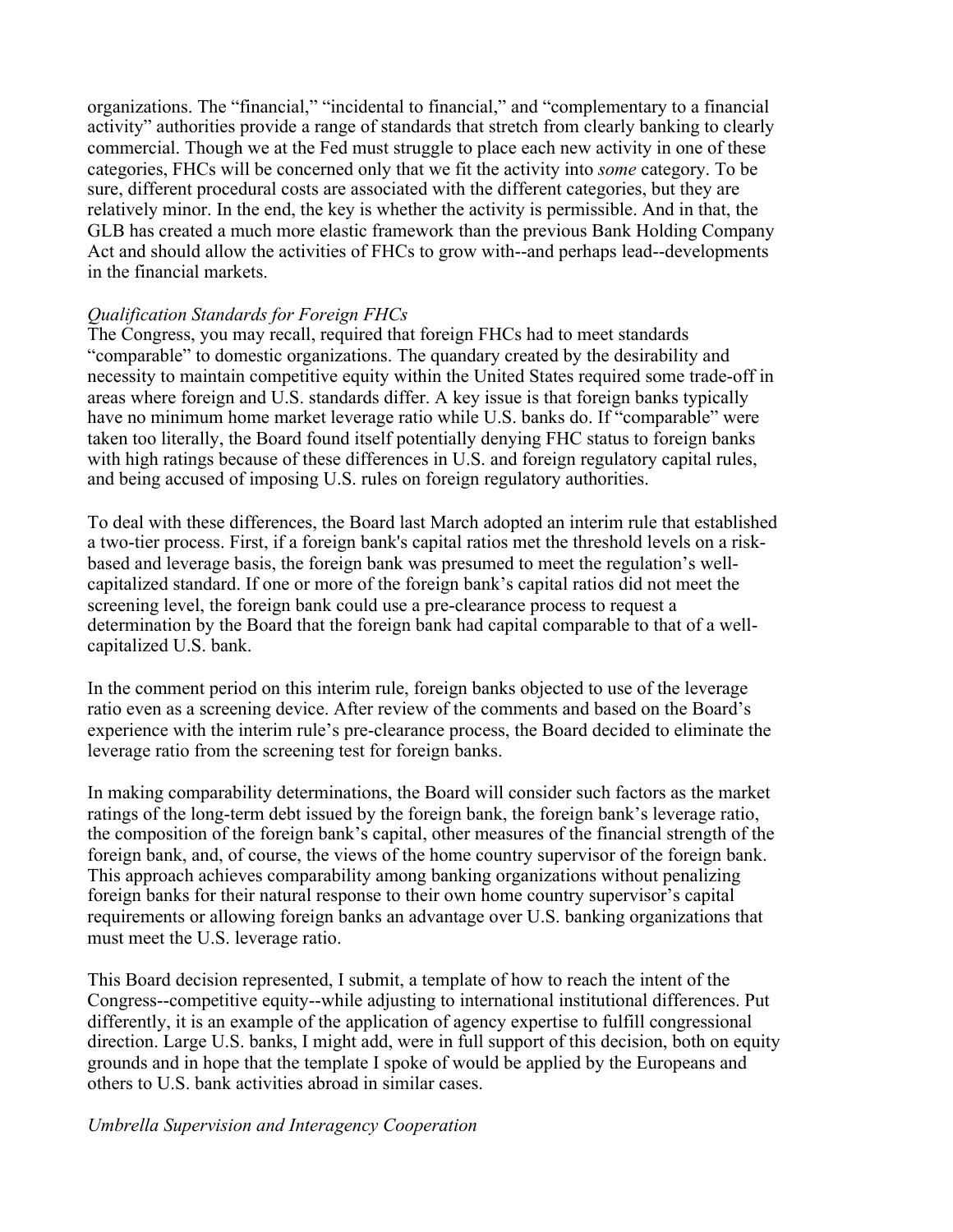organizations. The "financial," "incidental to financial," and "complementary to a financial activity" authorities provide a range of standards that stretch from clearly banking to clearly commercial. Though we at the Fed must struggle to place each new activity in one of these categories, FHCs will be concerned only that we fit the activity into *some* category. To be sure, different procedural costs are associated with the different categories, but they are relatively minor. In the end, the key is whether the activity is permissible. And in that, the GLB has created a much more elastic framework than the previous Bank Holding Company Act and should allow the activities of FHCs to grow with--and perhaps lead--developments in the financial markets.

*Qualification Standards for Foreign FHCs*

The Congress, you may recall, required that foreign FHCs had to meet standards "comparable" to domestic organizations. The quandary created by the desirability and necessity to maintain competitive equity within the United States required some trade-off in areas where foreign and U.S. standards differ. A key issue is that foreign banks typically have no minimum home market leverage ratio while U.S. banks do. If "comparable" were taken too literally, the Board found itself potentially denying FHC status to foreign banks with high ratings because of these differences in U.S. and foreign regulatory capital rules, and being accused of imposing U.S. rules on foreign regulatory authorities.

To deal with these differences, the Board last March adopted an interim rule that established a two-tier process. First, if a foreign bank's capital ratios met the threshold levels on a risk-based and leverage basis, the foreign bank was presumed to meet the regulation's well-capitalized standard. If one or more of the foreign bank's capital ratios did not meet the screening level, the foreign bank could use a pre-clearance process to request a determination by the Board that the foreign bank had capital comparable to that of a well-capitalized U.S. bank.

In the comment period on this interim rule, foreign banks objected to use of the leverage ratio even as a screening device. After review of the comments and based on the Board's experience with the interim rule's pre-clearance process, the Board decided to eliminate the leverage ratio from the screening test for foreign banks.

In making comparability determinations, the Board will consider such factors as the market ratings of the long-term debt issued by the foreign bank, the foreign bank's leverage ratio, the composition of the foreign bank's capital, other measures of the financial strength of the foreign bank, and, of course, the views of the home country supervisor of the foreign bank. This approach achieves comparability among banking organizations without penalizing foreign banks for their natural response to their own home country supervisor's capital requirements or allowing foreign banks an advantage over U.S. banking organizations that must meet the U.S. leverage ratio.

This Board decision represented, I submit, a template of how to reach the intent of the Congress--competitive equity--while adjusting to international institutional differences. Put differently, it is an example of the application of agency expertise to fulfill congressional direction. Large U.S. banks, I might add, were in full support of this decision, both on equity grounds and in hope that the template I spoke of would be applied by the Europeans and others to U.S. bank activities abroad in similar cases.

*Umbrella Supervision and Interagency Cooperation*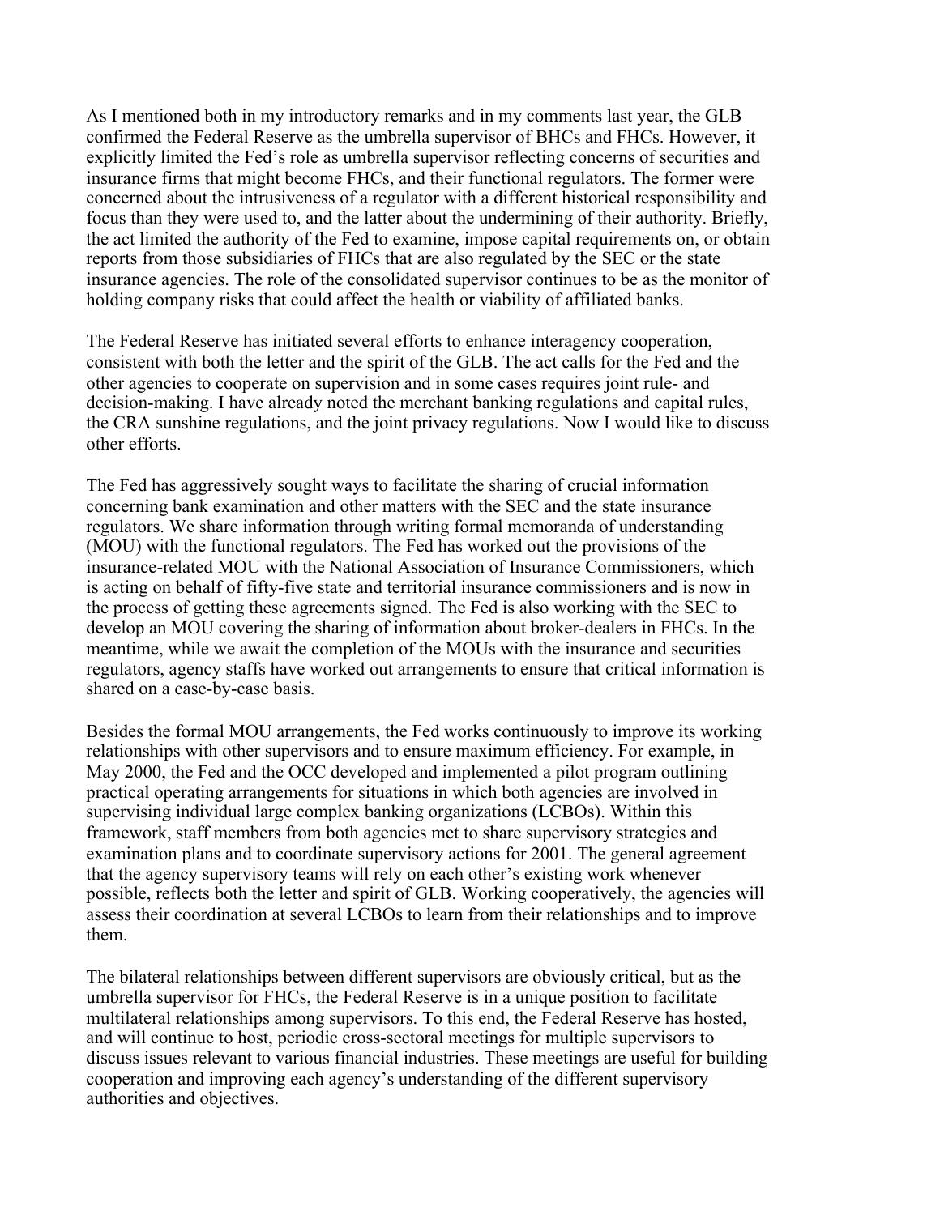As I mentioned both in my introductory remarks and in my comments last year, the GLB confirmed the Federal Reserve as the umbrella supervisor of BHCs and FHCs. However, it explicitly limited the Fed's role as umbrella supervisor reflecting concerns of securities and insurance firms that might become FHCs, and their functional regulators. The former were concerned about the intrusiveness of a regulator with a different historical responsibility and focus than they were used to, and the latter about the undermining of their authority. Briefly, the act limited the authority of the Fed to examine, impose capital requirements on, or obtain reports from those subsidiaries of FHCs that are also regulated by the SEC or the state insurance agencies. The role of the consolidated supervisor continues to be as the monitor of holding company risks that could affect the health or viability of affiliated banks.

The Federal Reserve has initiated several efforts to enhance interagency cooperation, consistent with both the letter and the spirit of the GLB. The act calls for the Fed and the other agencies to cooperate on supervision and in some cases requires joint rule- and decision-making. I have already noted the merchant banking regulations and capital rules, the CRA sunshine regulations, and the joint privacy regulations. Now I would like to discuss other efforts.

The Fed has aggressively sought ways to facilitate the sharing of crucial information concerning bank examination and other matters with the SEC and the state insurance regulators. We share information through writing formal memoranda of understanding (MOU) with the functional regulators. The Fed has worked out the provisions of the insurance-related MOU with the National Association of Insurance Commissioners, which is acting on behalf of fifty-five state and territorial insurance commissioners and is now in the process of getting these agreements signed. The Fed is also working with the SEC to develop an MOU covering the sharing of information about broker-dealers in FHCs. In the meantime, while we await the completion of the MOUs with the insurance and securities regulators, agency staffs have worked out arrangements to ensure that critical information is shared on a case-by-case basis.

Besides the formal MOU arrangements, the Fed works continuously to improve its working relationships with other supervisors and to ensure maximum efficiency. For example, in May 2000, the Fed and the OCC developed and implemented a pilot program outlining practical operating arrangements for situations in which both agencies are involved in supervising individual large complex banking organizations (LCBOs). Within this framework, staff members from both agencies met to share supervisory strategies and examination plans and to coordinate supervisory actions for 2001. The general agreement that the agency supervisory teams will rely on each other's existing work whenever possible, reflects both the letter and spirit of GLB. Working cooperatively, the agencies will assess their coordination at several LCBOs to learn from their relationships and to improve them.

The bilateral relationships between different supervisors are obviously critical, but as the umbrella supervisor for FHCs, the Federal Reserve is in a unique position to facilitate multilateral relationships among supervisors. To this end, the Federal Reserve has hosted, and will continue to host, periodic cross-sectoral meetings for multiple supervisors to discuss issues relevant to various financial industries. These meetings are useful for building cooperation and improving each agency's understanding of the different supervisory authorities and objectives.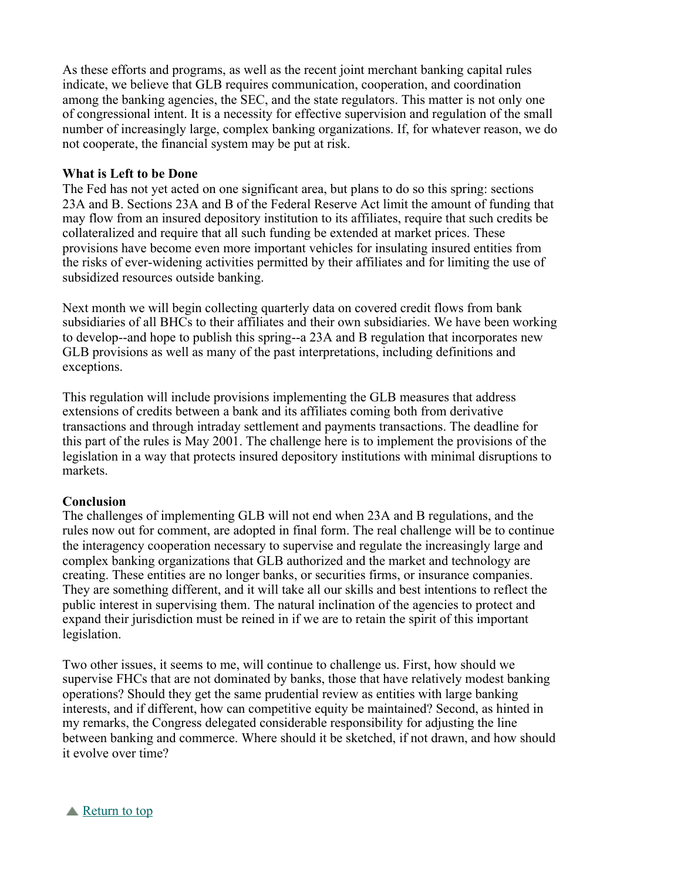As these efforts and programs, as well as the recent joint merchant banking capital rules indicate, we believe that GLB requires communication, cooperation, and coordination among the banking agencies, the SEC, and the state regulators. This matter is not only one of congressional intent. It is a necessity for effective supervision and regulation of the small number of increasingly large, complex banking organizations. If, for whatever reason, we do not cooperate, the financial system may be put at risk.

**What is Left to be Done**

The Fed has not yet acted on one significant area, but plans to do so this spring: sections 23A and B. Sections 23A and B of the Federal Reserve Act limit the amount of funding that may flow from an insured depository institution to its affiliates, require that such credits be collateralized and require that all such funding be extended at market prices. These provisions have become even more important vehicles for insulating insured entities from the risks of ever-widening activities permitted by their affiliates and for limiting the use of subsidized resources outside banking.

Next month we will begin collecting quarterly data on covered credit flows from bank subsidiaries of all BHCs to their affiliates and their own subsidiaries. We have been working to develop--and hope to publish this spring--a 23A and B regulation that incorporates new GLB provisions as well as many of the past interpretations, including definitions and exceptions.

This regulation will include provisions implementing the GLB measures that address extensions of credits between a bank and its affiliates coming both from derivative transactions and through intraday settlement and payments transactions. The deadline for this part of the rules is May 2001. The challenge here is to implement the provisions of the legislation in a way that protects insured depository institutions with minimal disruptions to markets.

**Conclusion**

The challenges of implementing GLB will not end when 23A and B regulations, and the rules now out for comment, are adopted in final form. The real challenge will be to continue the interagency cooperation necessary to supervise and regulate the increasingly large and complex banking organizations that GLB authorized and the market and technology are creating. These entities are no longer banks, or securities firms, or insurance companies. They are something different, and it will take all our skills and best intentions to reflect the public interest in supervising them. The natural inclination of the agencies to protect and expand their jurisdiction must be reined in if we are to retain the spirit of this important legislation.

Two other issues, it seems to me, will continue to challenge us. First, how should we supervise FHCs that are not dominated by banks, those that have relatively modest banking operations? Should they get the same prudential review as entities with large banking interests, and if different, how can competitive equity be maintained? Second, as hinted in my remarks, the Congress delegated considerable responsibility for adjusting the line between banking and commerce. Where should it be sketched, if not drawn, and how should it evolve over time?

▲ Return to top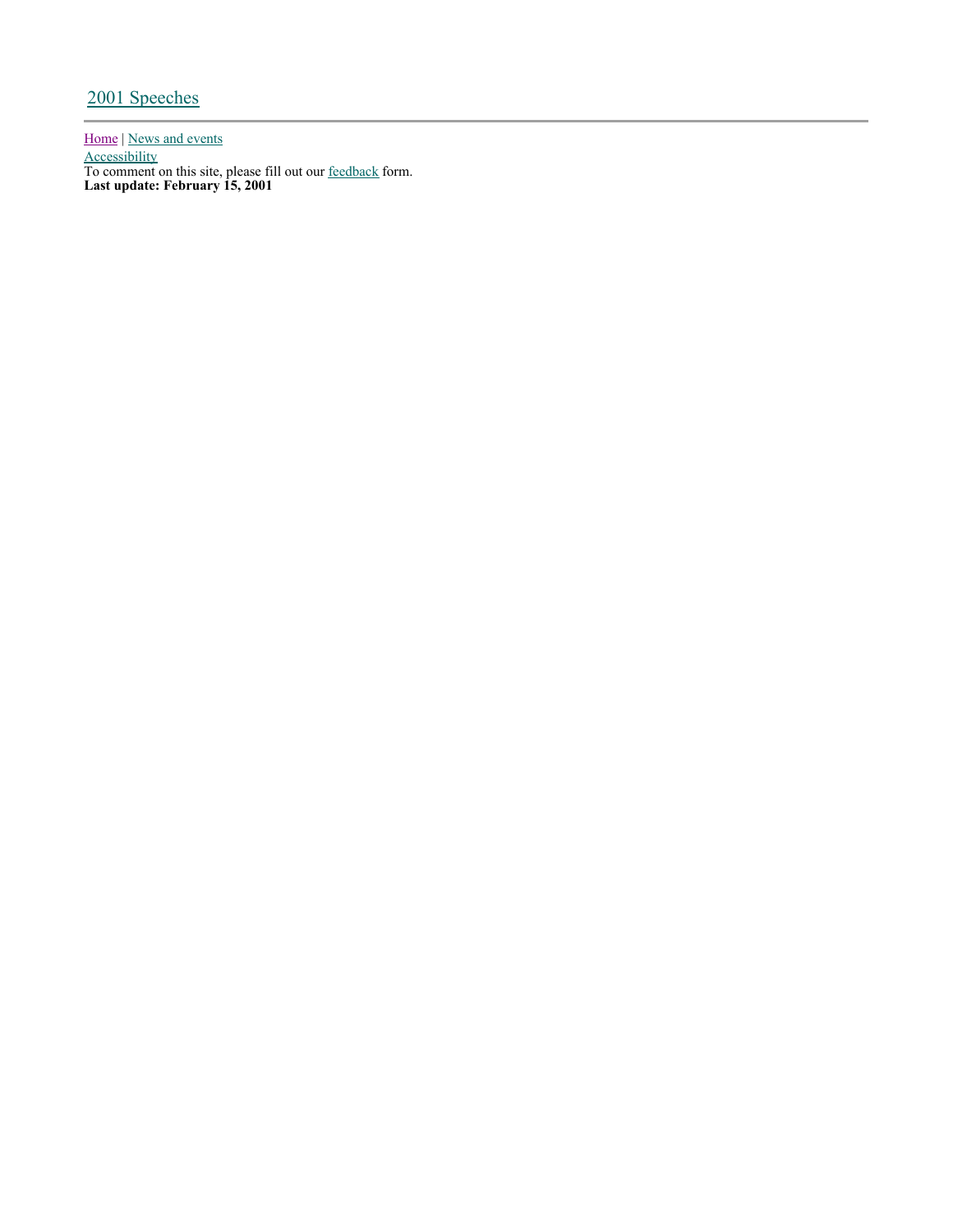2001 Speeches

---

Home | News and events
Accessibility
To comment on this site, please fill out our feedback form.
**Last update: February 15, 2001**